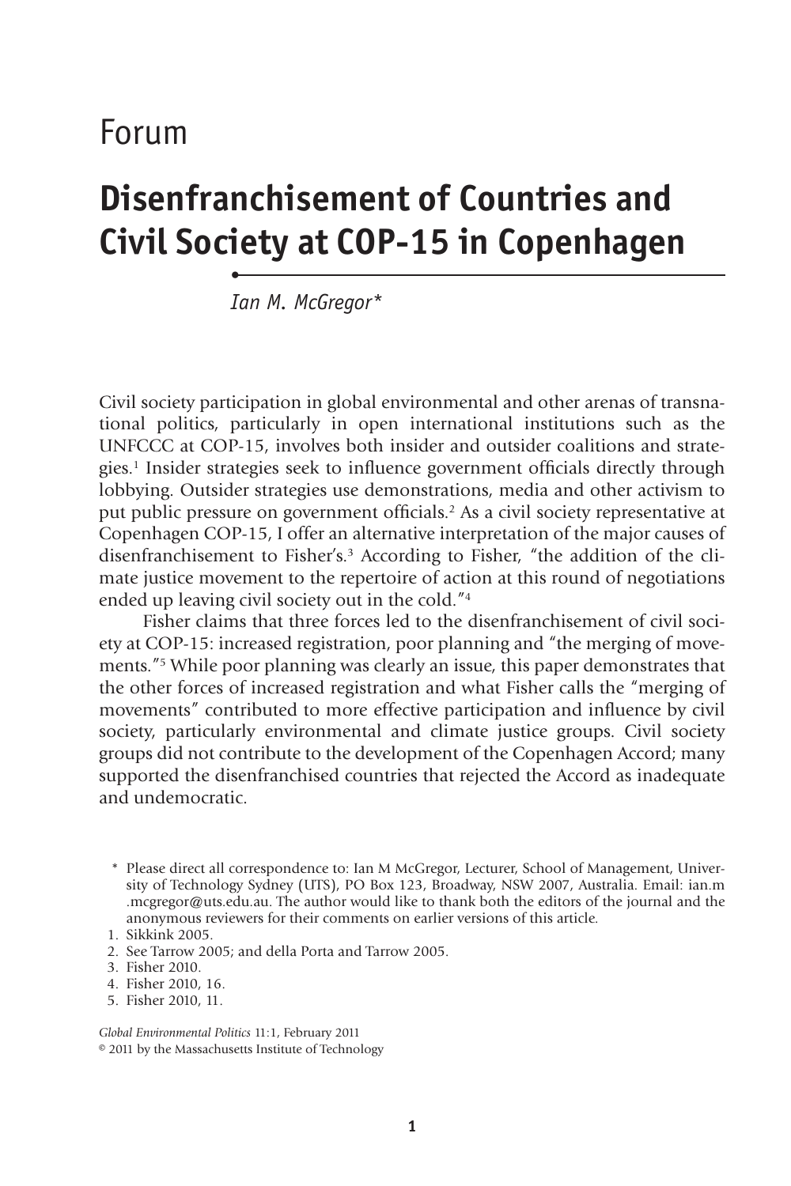Forum

# Disenfranchisement of Countries and Civil Society at COP-15 in Copenhagen

*Ian M. McGregor**

Civil society participation in global environmental and other arenas of transnational politics, particularly in open international institutions such as the UNFCCC at COP-15, involves both insider and outsider coalitions and strategies.[1] Insider strategies seek to influence government officials directly through lobbying. Outsider strategies use demonstrations, media and other activism to put public pressure on government officials.[2] As a civil society representative at Copenhagen COP-15, I offer an alternative interpretation of the major causes of disenfranchisement to Fisher's.[3] According to Fisher, "the addition of the climate justice movement to the repertoire of action at this round of negotiations ended up leaving civil society out in the cold."[4]

Fisher claims that three forces led to the disenfranchisement of civil society at COP-15: increased registration, poor planning and "the merging of movements."[5] While poor planning was clearly an issue, this paper demonstrates that the other forces of increased registration and what Fisher calls the "merging of movements" contributed to more effective participation and influence by civil society, particularly environmental and climate justice groups. Civil society groups did not contribute to the development of the Copenhagen Accord; many supported the disenfranchised countries that rejected the Accord as inadequate and undemocratic.

\* Please direct all correspondence to: Ian M McGregor, Lecturer, School of Management, University of Technology Sydney (UTS), PO Box 123, Broadway, NSW 2007, Australia. Email: ian.m.mcgregor@uts.edu.au. The author would like to thank both the editors of the journal and the anonymous reviewers for their comments on earlier versions of this article.

1. Sikkink 2005.
2. See Tarrow 2005; and della Porta and Tarrow 2005.
3. Fisher 2010.
4. Fisher 2010, 16.
5. Fisher 2010, 11.

*Global Environmental Politics* 11:1, February 2011
© 2011 by the Massachusetts Institute of Technology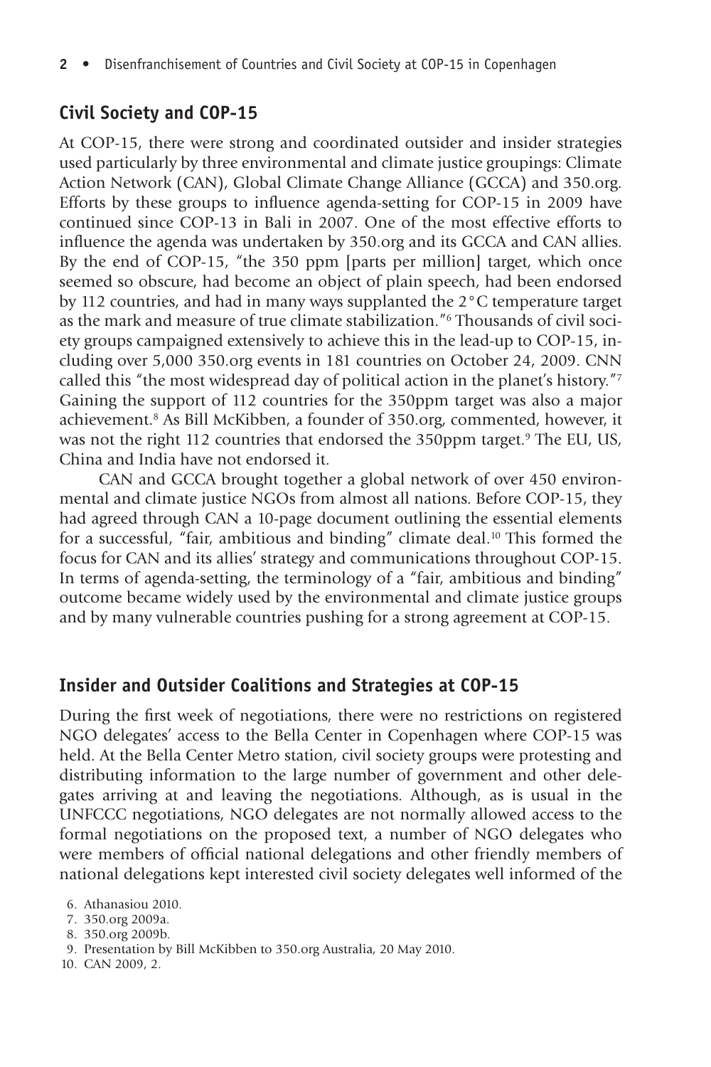## Civil Society and COP-15

At COP-15, there were strong and coordinated outsider and insider strategies used particularly by three environmental and climate justice groupings: Climate Action Network (CAN), Global Climate Change Alliance (GCCA) and 350.org. Efforts by these groups to influence agenda-setting for COP-15 in 2009 have continued since COP-13 in Bali in 2007. One of the most effective efforts to influence the agenda was undertaken by 350.org and its GCCA and CAN allies. By the end of COP-15, "the 350 ppm [parts per million] target, which once seemed so obscure, had become an object of plain speech, had been endorsed by 112 countries, and had in many ways supplanted the 2°C temperature target as the mark and measure of true climate stabilization."[6] Thousands of civil society groups campaigned extensively to achieve this in the lead-up to COP-15, including over 5,000 350.org events in 181 countries on October 24, 2009. CNN called this "the most widespread day of political action in the planet's history."[7] Gaining the support of 112 countries for the 350ppm target was also a major achievement.[8] As Bill McKibben, a founder of 350.org, commented, however, it was not the right 112 countries that endorsed the 350ppm target.[9] The EU, US, China and India have not endorsed it.

CAN and GCCA brought together a global network of over 450 environmental and climate justice NGOs from almost all nations. Before COP-15, they had agreed through CAN a 10-page document outlining the essential elements for a successful, "fair, ambitious and binding" climate deal.[10] This formed the focus for CAN and its allies' strategy and communications throughout COP-15. In terms of agenda-setting, the terminology of a "fair, ambitious and binding" outcome became widely used by the environmental and climate justice groups and by many vulnerable countries pushing for a strong agreement at COP-15.

## Insider and Outsider Coalitions and Strategies at COP-15

During the first week of negotiations, there were no restrictions on registered NGO delegates' access to the Bella Center in Copenhagen where COP-15 was held. At the Bella Center Metro station, civil society groups were protesting and distributing information to the large number of government and other delegates arriving at and leaving the negotiations. Although, as is usual in the UNFCCC negotiations, NGO delegates are not normally allowed access to the formal negotiations on the proposed text, a number of NGO delegates who were members of official national delegations and other friendly members of national delegations kept interested civil society delegates well informed of the

6. Athanasiou 2010.
7. 350.org 2009a.
8. 350.org 2009b.
9. Presentation by Bill McKibben to 350.org Australia, 20 May 2010.
10. CAN 2009, 2.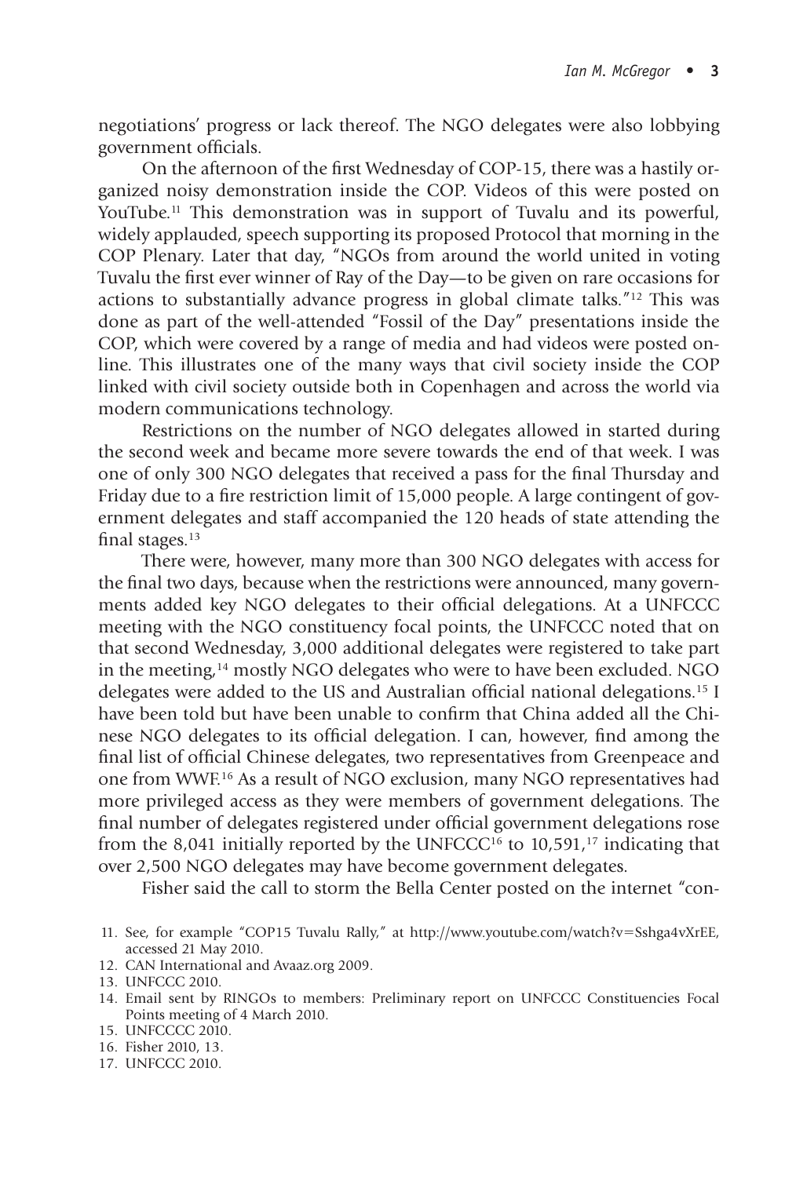negotiations' progress or lack thereof. The NGO delegates were also lobbying government officials.

On the afternoon of the first Wednesday of COP-15, there was a hastily organized noisy demonstration inside the COP. Videos of this were posted on YouTube.[11] This demonstration was in support of Tuvalu and its powerful, widely applauded, speech supporting its proposed Protocol that morning in the COP Plenary. Later that day, "NGOs from around the world united in voting Tuvalu the first ever winner of Ray of the Day—to be given on rare occasions for actions to substantially advance progress in global climate talks."[12] This was done as part of the well-attended "Fossil of the Day" presentations inside the COP, which were covered by a range of media and had videos were posted online. This illustrates one of the many ways that civil society inside the COP linked with civil society outside both in Copenhagen and across the world via modern communications technology.

Restrictions on the number of NGO delegates allowed in started during the second week and became more severe towards the end of that week. I was one of only 300 NGO delegates that received a pass for the final Thursday and Friday due to a fire restriction limit of 15,000 people. A large contingent of government delegates and staff accompanied the 120 heads of state attending the final stages.[13]

There were, however, many more than 300 NGO delegates with access for the final two days, because when the restrictions were announced, many governments added key NGO delegates to their official delegations. At a UNFCCC meeting with the NGO constituency focal points, the UNFCCC noted that on that second Wednesday, 3,000 additional delegates were registered to take part in the meeting,[14] mostly NGO delegates who were to have been excluded. NGO delegates were added to the US and Australian official national delegations.[15] I have been told but have been unable to confirm that China added all the Chinese NGO delegates to its official delegation. I can, however, find among the final list of official Chinese delegates, two representatives from Greenpeace and one from WWF.[16] As a result of NGO exclusion, many NGO representatives had more privileged access as they were members of government delegations. The final number of delegates registered under official government delegations rose from the 8,041 initially reported by the UNFCCC[16] to 10,591,[17] indicating that over 2,500 NGO delegates may have become government delegates.

Fisher said the call to storm the Bella Center posted on the internet "con-

11. See, for example "COP15 Tuvalu Rally," at http://www.youtube.com/watch?v=Sshga4vXrEE, accessed 21 May 2010.
12. CAN International and Avaaz.org 2009.
13. UNFCCC 2010.
14. Email sent by RINGOs to members: Preliminary report on UNFCCC Constituencies Focal Points meeting of 4 March 2010.
15. UNFCCCC 2010.
16. Fisher 2010, 13.
17. UNFCCC 2010.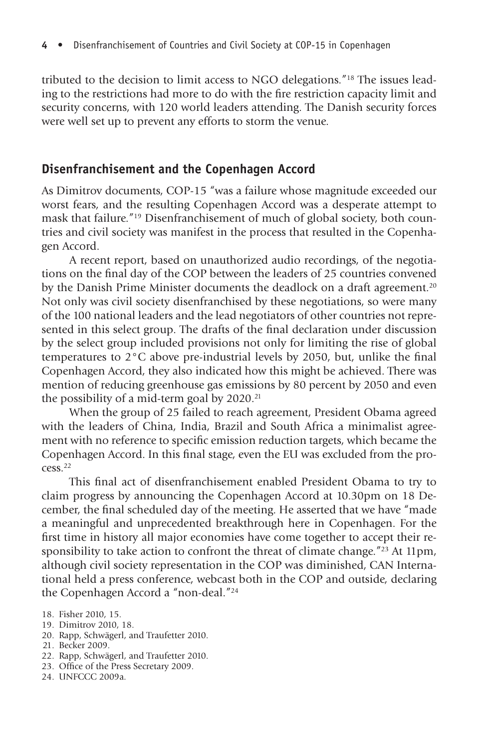tributed to the decision to limit access to NGO delegations."[18] The issues leading to the restrictions had more to do with the fire restriction capacity limit and security concerns, with 120 world leaders attending. The Danish security forces were well set up to prevent any efforts to storm the venue.

## Disenfranchisement and the Copenhagen Accord

As Dimitrov documents, COP-15 "was a failure whose magnitude exceeded our worst fears, and the resulting Copenhagen Accord was a desperate attempt to mask that failure."[19] Disenfranchisement of much of global society, both countries and civil society was manifest in the process that resulted in the Copenhagen Accord.

A recent report, based on unauthorized audio recordings, of the negotiations on the final day of the COP between the leaders of 25 countries convened by the Danish Prime Minister documents the deadlock on a draft agreement.[20] Not only was civil society disenfranchised by these negotiations, so were many of the 100 national leaders and the lead negotiators of other countries not represented in this select group. The drafts of the final declaration under discussion by the select group included provisions not only for limiting the rise of global temperatures to 2°C above pre-industrial levels by 2050, but, unlike the final Copenhagen Accord, they also indicated how this might be achieved. There was mention of reducing greenhouse gas emissions by 80 percent by 2050 and even the possibility of a mid-term goal by 2020.[21]

When the group of 25 failed to reach agreement, President Obama agreed with the leaders of China, India, Brazil and South Africa a minimalist agreement with no reference to specific emission reduction targets, which became the Copenhagen Accord. In this final stage, even the EU was excluded from the process.[22]

This final act of disenfranchisement enabled President Obama to try to claim progress by announcing the Copenhagen Accord at 10.30pm on 18 December, the final scheduled day of the meeting. He asserted that we have "made a meaningful and unprecedented breakthrough here in Copenhagen. For the first time in history all major economies have come together to accept their responsibility to take action to confront the threat of climate change."[23] At 11pm, although civil society representation in the COP was diminished, CAN International held a press conference, webcast both in the COP and outside, declaring the Copenhagen Accord a "non-deal."[24]

18. Fisher 2010, 15.
19. Dimitrov 2010, 18.
20. Rapp, Schwägerl, and Traufetter 2010.
21. Becker 2009.
22. Rapp, Schwägerl, and Traufetter 2010.
23. Office of the Press Secretary 2009.
24. UNFCCC 2009a.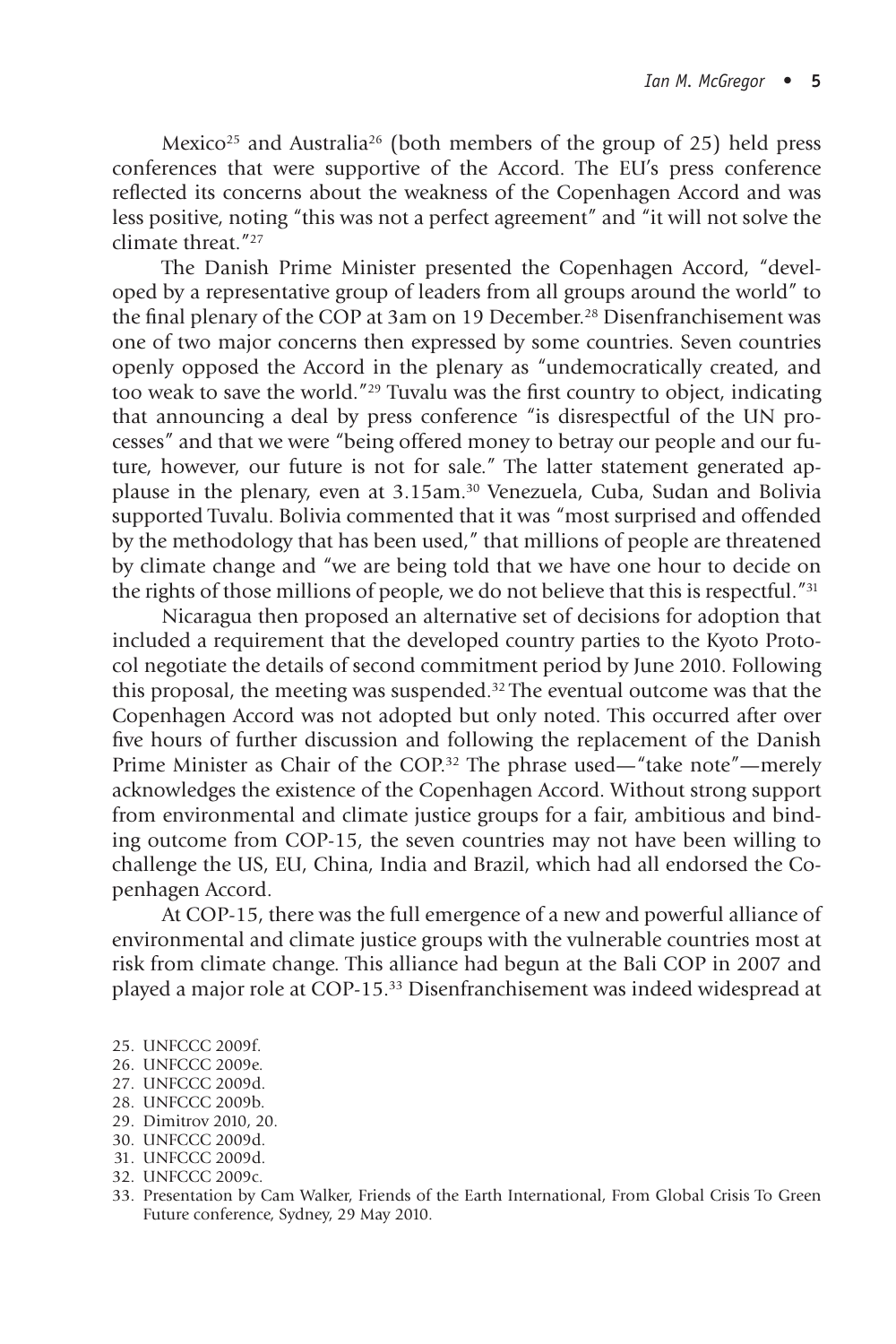Mexico[25] and Australia[26] (both members of the group of 25) held press conferences that were supportive of the Accord. The EU's press conference reflected its concerns about the weakness of the Copenhagen Accord and was less positive, noting "this was not a perfect agreement" and "it will not solve the climate threat."[27]

The Danish Prime Minister presented the Copenhagen Accord, "developed by a representative group of leaders from all groups around the world" to the final plenary of the COP at 3am on 19 December.[28] Disenfranchisement was one of two major concerns then expressed by some countries. Seven countries openly opposed the Accord in the plenary as "undemocratically created, and too weak to save the world."[29] Tuvalu was the first country to object, indicating that announcing a deal by press conference "is disrespectful of the UN processes" and that we were "being offered money to betray our people and our future, however, our future is not for sale." The latter statement generated applause in the plenary, even at 3.15am.[30] Venezuela, Cuba, Sudan and Bolivia supported Tuvalu. Bolivia commented that it was "most surprised and offended by the methodology that has been used," that millions of people are threatened by climate change and "we are being told that we have one hour to decide on the rights of those millions of people, we do not believe that this is respectful."[31]

Nicaragua then proposed an alternative set of decisions for adoption that included a requirement that the developed country parties to the Kyoto Protocol negotiate the details of second commitment period by June 2010. Following this proposal, the meeting was suspended.[32] The eventual outcome was that the Copenhagen Accord was not adopted but only noted. This occurred after over five hours of further discussion and following the replacement of the Danish Prime Minister as Chair of the COP.[32] The phrase used—"take note"—merely acknowledges the existence of the Copenhagen Accord. Without strong support from environmental and climate justice groups for a fair, ambitious and binding outcome from COP-15, the seven countries may not have been willing to challenge the US, EU, China, India and Brazil, which had all endorsed the Copenhagen Accord.

At COP-15, there was the full emergence of a new and powerful alliance of environmental and climate justice groups with the vulnerable countries most at risk from climate change. This alliance had begun at the Bali COP in 2007 and played a major role at COP-15.[33] Disenfranchisement was indeed widespread at

25. UNFCCC 2009f.
26. UNFCCC 2009e.
27. UNFCCC 2009d.
28. UNFCCC 2009b.
29. Dimitrov 2010, 20.
30. UNFCCC 2009d.
31. UNFCCC 2009d.
32. UNFCCC 2009c.
33. Presentation by Cam Walker, Friends of the Earth International, From Global Crisis To Green Future conference, Sydney, 29 May 2010.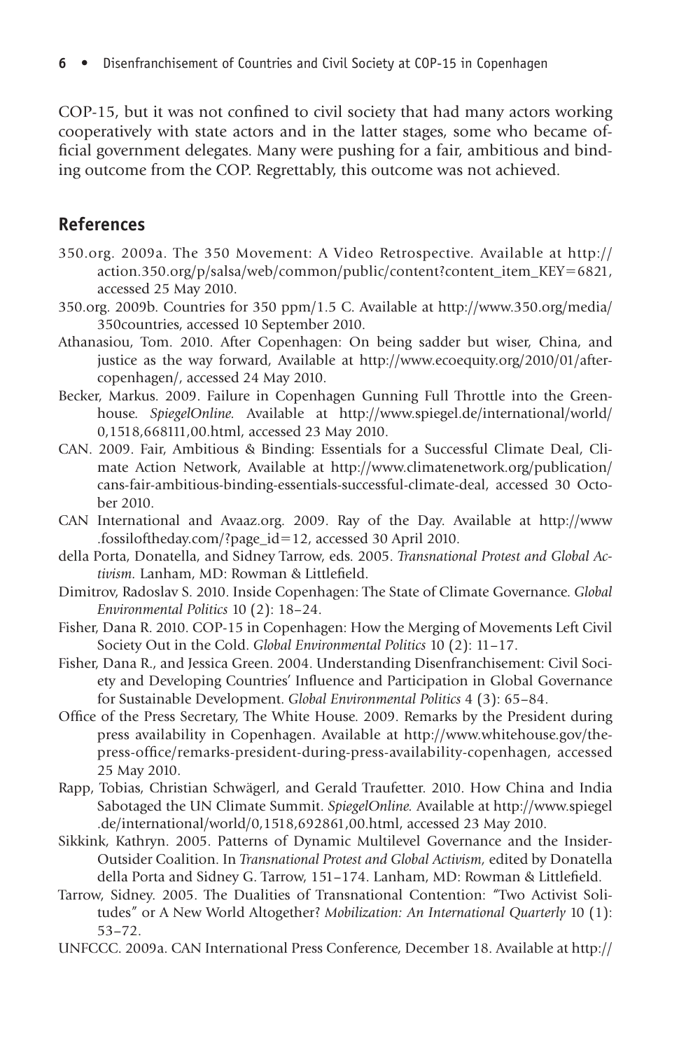COP-15, but it was not confined to civil society that had many actors working cooperatively with state actors and in the latter stages, some who became official government delegates. Many were pushing for a fair, ambitious and binding outcome from the COP. Regrettably, this outcome was not achieved.

## References

350.org. 2009a. The 350 Movement: A Video Retrospective. Available at http://action.350.org/p/salsa/web/common/public/content?content_item_KEY=6821, accessed 25 May 2010.

350.org. 2009b. Countries for 350 ppm/1.5 C. Available at http://www.350.org/media/350countries, accessed 10 September 2010.

Athanasiou, Tom. 2010. After Copenhagen: On being sadder but wiser, China, and justice as the way forward, Available at http://www.ecoequity.org/2010/01/after-copenhagen/, accessed 24 May 2010.

Becker, Markus. 2009. Failure in Copenhagen Gunning Full Throttle into the Greenhouse. *SpiegelOnline.* Available at http://www.spiegel.de/international/world/0,1518,668111,00.html, accessed 23 May 2010.

CAN. 2009. Fair, Ambitious & Binding: Essentials for a Successful Climate Deal, Climate Action Network, Available at http://www.climatenetwork.org/publication/cans-fair-ambitious-binding-essentials-successful-climate-deal, accessed 30 October 2010.

CAN International and Avaaz.org. 2009. Ray of the Day. Available at http://www.fossiloftheday.com/?page_id=12, accessed 30 April 2010.

della Porta, Donatella, and Sidney Tarrow, eds. 2005. *Transnational Protest and Global Activism.* Lanham, MD: Rowman & Littlefield.

Dimitrov, Radoslav S. 2010. Inside Copenhagen: The State of Climate Governance. *Global Environmental Politics* 10 (2): 18–24.

Fisher, Dana R. 2010. COP-15 in Copenhagen: How the Merging of Movements Left Civil Society Out in the Cold. *Global Environmental Politics* 10 (2): 11–17.

Fisher, Dana R., and Jessica Green. 2004. Understanding Disenfranchisement: Civil Society and Developing Countries' Influence and Participation in Global Governance for Sustainable Development. *Global Environmental Politics* 4 (3): 65–84.

Office of the Press Secretary, The White House. 2009. Remarks by the President during press availability in Copenhagen. Available at http://www.whitehouse.gov/the-press-office/remarks-president-during-press-availability-copenhagen, accessed 25 May 2010.

Rapp, Tobias, Christian Schwägerl, and Gerald Traufetter. 2010. How China and India Sabotaged the UN Climate Summit. *SpiegelOnline.* Available at http://www.spiegel.de/international/world/0,1518,692861,00.html, accessed 23 May 2010.

Sikkink, Kathryn. 2005. Patterns of Dynamic Multilevel Governance and the Insider-Outsider Coalition. In *Transnational Protest and Global Activism,* edited by Donatella della Porta and Sidney G. Tarrow, 151–174. Lanham, MD: Rowman & Littlefield.

Tarrow, Sidney. 2005. The Dualities of Transnational Contention: "Two Activist Solitudes" or A New World Altogether? *Mobilization: An International Quarterly* 10 (1): 53–72.

UNFCCC. 2009a. CAN International Press Conference, December 18. Available at http://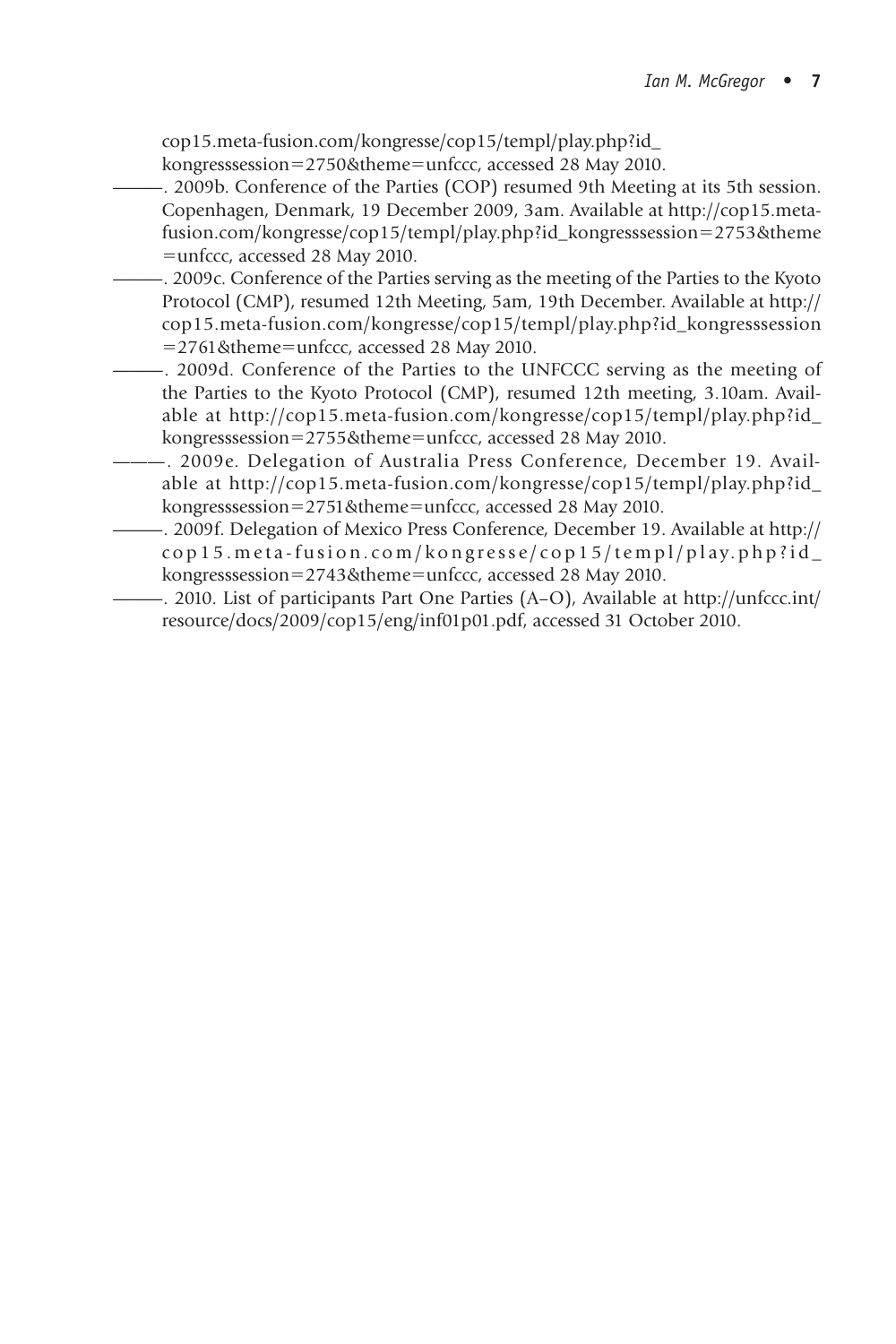cop15.meta-fusion.com/kongresse/cop15/templ/play.php?id_kongresssession=2750&theme=unfccc, accessed 28 May 2010.

———. 2009b. Conference of the Parties (COP) resumed 9th Meeting at its 5th session. Copenhagen, Denmark, 19 December 2009, 3am. Available at http://cop15.meta-fusion.com/kongresse/cop15/templ/play.php?id_kongresssession=2753&theme=unfccc, accessed 28 May 2010.

———. 2009c. Conference of the Parties serving as the meeting of the Parties to the Kyoto Protocol (CMP), resumed 12th Meeting, 5am, 19th December. Available at http://cop15.meta-fusion.com/kongresse/cop15/templ/play.php?id_kongresssession=2761&theme=unfccc, accessed 28 May 2010.

———. 2009d. Conference of the Parties to the UNFCCC serving as the meeting of the Parties to the Kyoto Protocol (CMP), resumed 12th meeting, 3.10am. Available at http://cop15.meta-fusion.com/kongresse/cop15/templ/play.php?id_kongresssession=2755&theme=unfccc, accessed 28 May 2010.

———. 2009e. Delegation of Australia Press Conference, December 19. Available at http://cop15.meta-fusion.com/kongresse/cop15/templ/play.php?id_kongresssession=2751&theme=unfccc, accessed 28 May 2010.

———. 2009f. Delegation of Mexico Press Conference, December 19. Available at http://cop15.meta-fusion.com/kongresse/cop15/templ/play.php?id_kongresssession=2743&theme=unfccc, accessed 28 May 2010.

———. 2010. List of participants Part One Parties (A–O), Available at http://unfccc.int/resource/docs/2009/cop15/eng/inf01p01.pdf, accessed 31 October 2010.